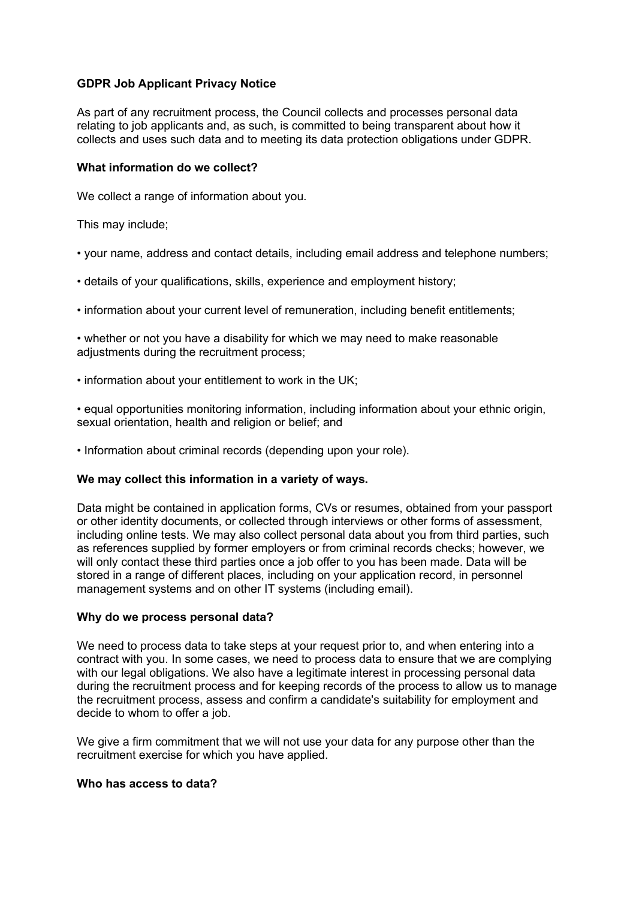# GDPR Job Applicant Privacy Notice

As part of any recruitment process, the Council collects and processes personal data relating to job applicants and, as such, is committed to being transparent about how it collects and uses such data and to meeting its data protection obligations under GDPR.

## What information do we collect?

We collect a range of information about you.

This may include;

- your name, address and contact details, including email address and telephone numbers;
- details of your qualifications, skills, experience and employment history;
- information about your current level of remuneration, including benefit entitlements;
- whether or not you have a disability for which we may need to make reasonable adjustments during the recruitment process;
- information about your entitlement to work in the UK;
- equal opportunities monitoring information, including information about your ethnic origin, sexual orientation, health and religion or belief; and
- Information about criminal records (depending upon your role).

## We may collect this information in a variety of ways.

Data might be contained in application forms, CVs or resumes, obtained from your passport or other identity documents, or collected through interviews or other forms of assessment, including online tests. We may also collect personal data about you from third parties, such as references supplied by former employers or from criminal records checks; however, we will only contact these third parties once a job offer to you has been made. Data will be stored in a range of different places, including on your application record, in personnel management systems and on other IT systems (including email).

## Why do we process personal data?

We need to process data to take steps at your request prior to, and when entering into a contract with you. In some cases, we need to process data to ensure that we are complying with our legal obligations. We also have a legitimate interest in processing personal data during the recruitment process and for keeping records of the process to allow us to manage the recruitment process, assess and confirm a candidate's suitability for employment and decide to whom to offer a job.

We give a firm commitment that we will not use your data for any purpose other than the recruitment exercise for which you have applied.

## Who has access to data?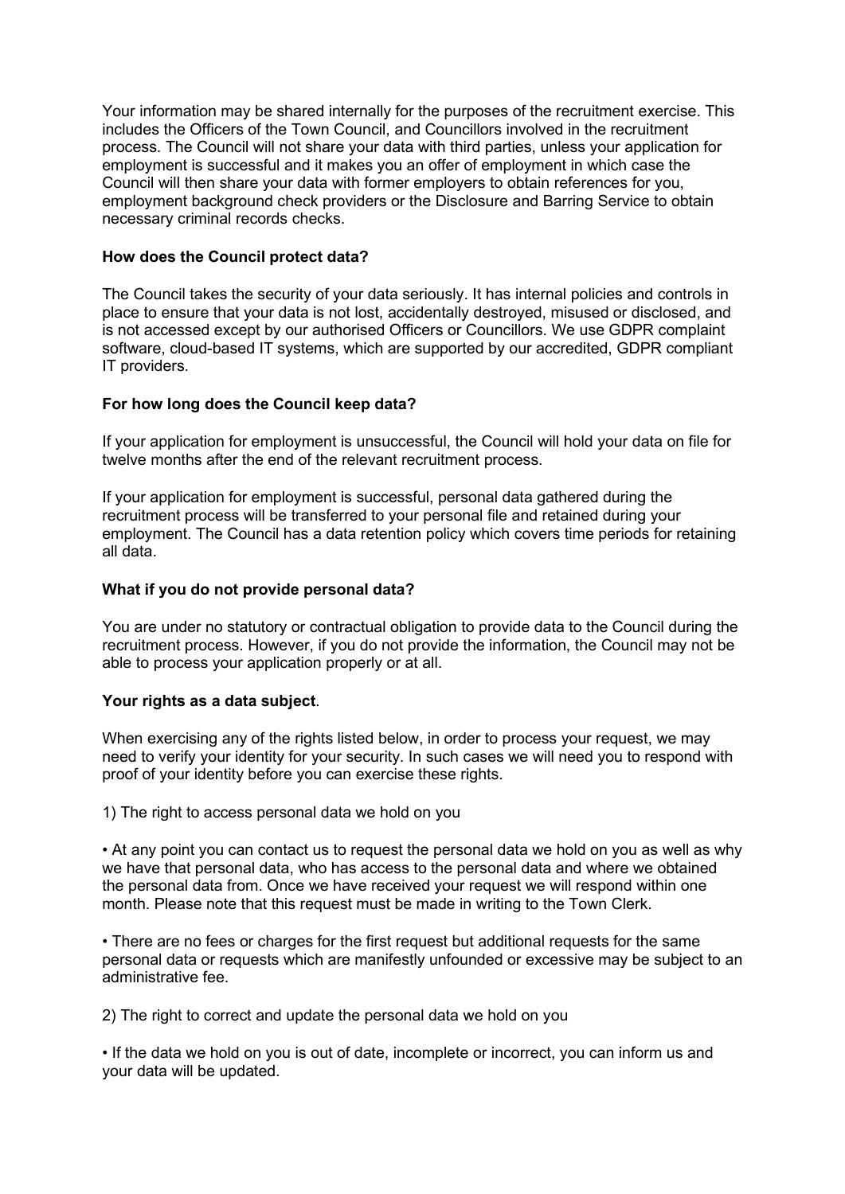Your information may be shared internally for the purposes of the recruitment exercise. This includes the Officers of the Town Council, and Councillors involved in the recruitment process. The Council will not share your data with third parties, unless your application for employment is successful and it makes you an offer of employment in which case the Council will then share your data with former employers to obtain references for you, employment background check providers or the Disclosure and Barring Service to obtain necessary criminal records checks.

**How does the Council protect data?**

The Council takes the security of your data seriously. It has internal policies and controls in place to ensure that your data is not lost, accidentally destroyed, misused or disclosed, and is not accessed except by our authorised Officers or Councillors. We use GDPR complaint software, cloud-based IT systems, which are supported by our accredited, GDPR compliant IT providers.

**For how long does the Council keep data?**

If your application for employment is unsuccessful, the Council will hold your data on file for twelve months after the end of the relevant recruitment process.

If your application for employment is successful, personal data gathered during the recruitment process will be transferred to your personal file and retained during your employment. The Council has a data retention policy which covers time periods for retaining all data.

**What if you do not provide personal data?**

You are under no statutory or contractual obligation to provide data to the Council during the recruitment process. However, if you do not provide the information, the Council may not be able to process your application properly or at all.

**Your rights as a data subject**.

When exercising any of the rights listed below, in order to process your request, we may need to verify your identity for your security. In such cases we will need you to respond with proof of your identity before you can exercise these rights.

1) The right to access personal data we hold on you

• At any point you can contact us to request the personal data we hold on you as well as why we have that personal data, who has access to the personal data and where we obtained the personal data from. Once we have received your request we will respond within one month. Please note that this request must be made in writing to the Town Clerk.

• There are no fees or charges for the first request but additional requests for the same personal data or requests which are manifestly unfounded or excessive may be subject to an administrative fee.

2) The right to correct and update the personal data we hold on you

• If the data we hold on you is out of date, incomplete or incorrect, you can inform us and your data will be updated.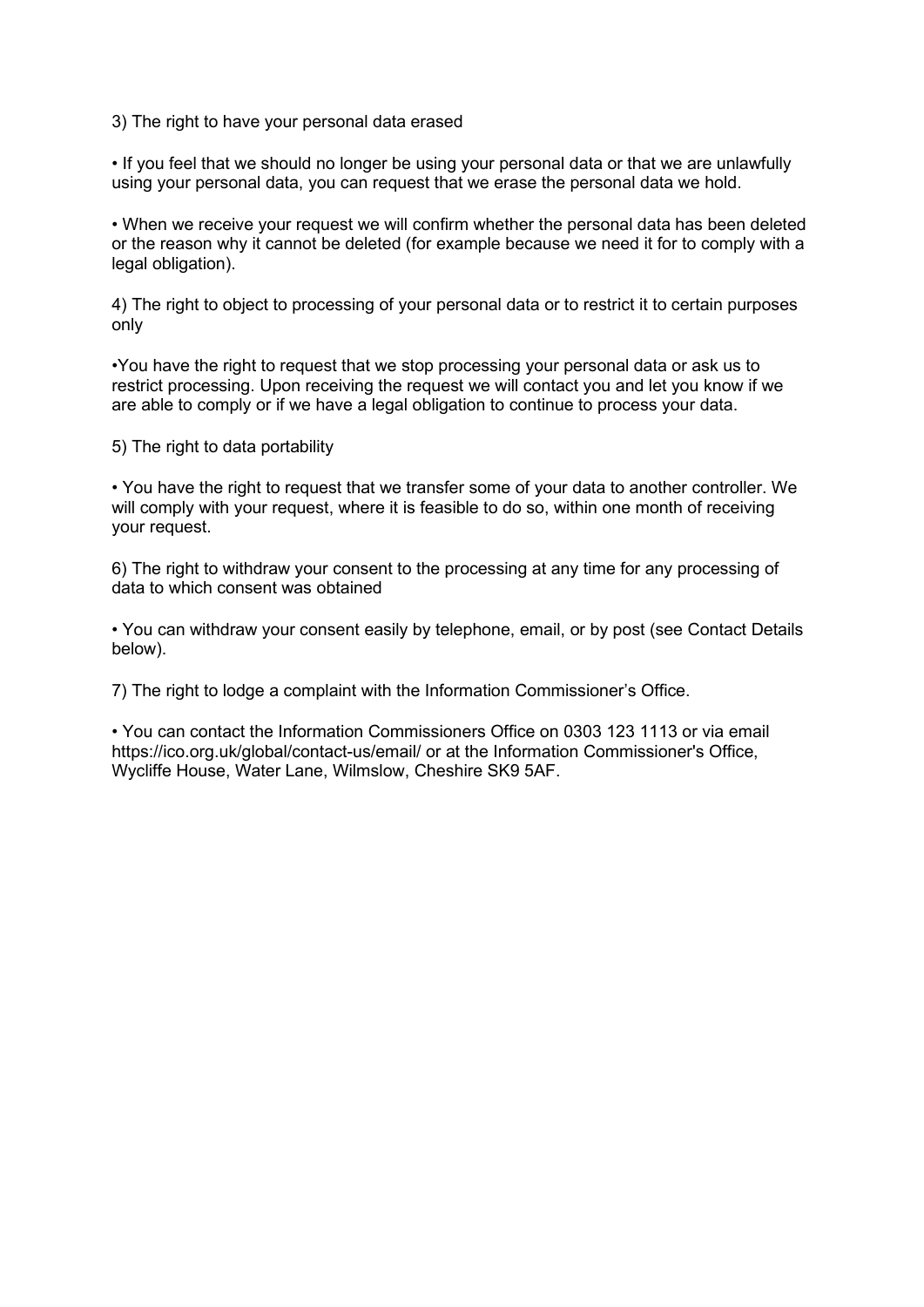3) The right to have your personal data erased

• If you feel that we should no longer be using your personal data or that we are unlawfully using your personal data, you can request that we erase the personal data we hold.

• When we receive your request we will confirm whether the personal data has been deleted or the reason why it cannot be deleted (for example because we need it for to comply with a legal obligation).

4) The right to object to processing of your personal data or to restrict it to certain purposes only

•You have the right to request that we stop processing your personal data or ask us to restrict processing. Upon receiving the request we will contact you and let you know if we are able to comply or if we have a legal obligation to continue to process your data.

5) The right to data portability

• You have the right to request that we transfer some of your data to another controller. We will comply with your request, where it is feasible to do so, within one month of receiving your request.

6) The right to withdraw your consent to the processing at any time for any processing of data to which consent was obtained

• You can withdraw your consent easily by telephone, email, or by post (see Contact Details below).

7) The right to lodge a complaint with the Information Commissioner's Office.

• You can contact the Information Commissioners Office on 0303 123 1113 or via email https://ico.org.uk/global/contact-us/email/ or at the Information Commissioner's Office, Wycliffe House, Water Lane, Wilmslow, Cheshire SK9 5AF.